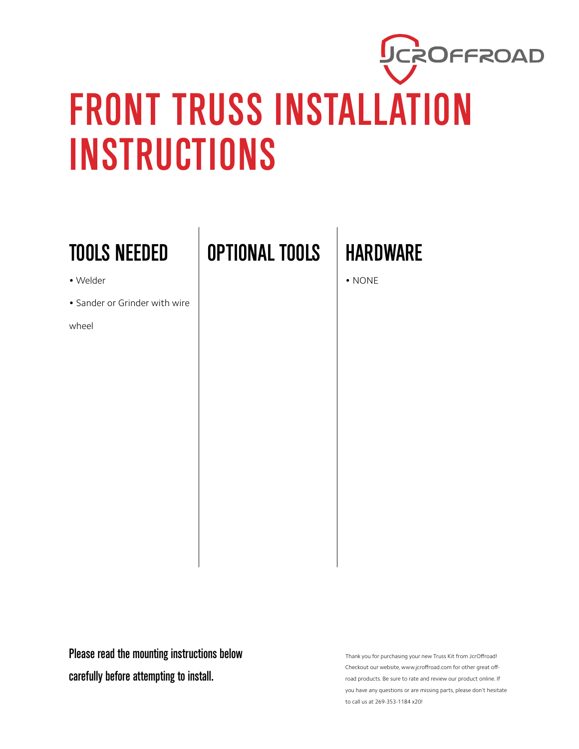JcrOffroad

# FRONT TRUSS INSTALLATION INSTRUCTIONS

## TOOLS NEEDED

- Welder
- Sander or Grinder with wire wheel

## OPTIONAL TOOLS

## HARDWARE

- NONE

**Please read the mounting instructions below carefully before attempting to install.**

Thank you for purchasing your new Truss Kit from JcrOffroad! Checkout our website, www.jcroffroad.com for other great off-road products. Be sure to rate and review our product online. If you have any questions or are missing parts, please don't hesitate to call us at 269-353-1184 x20!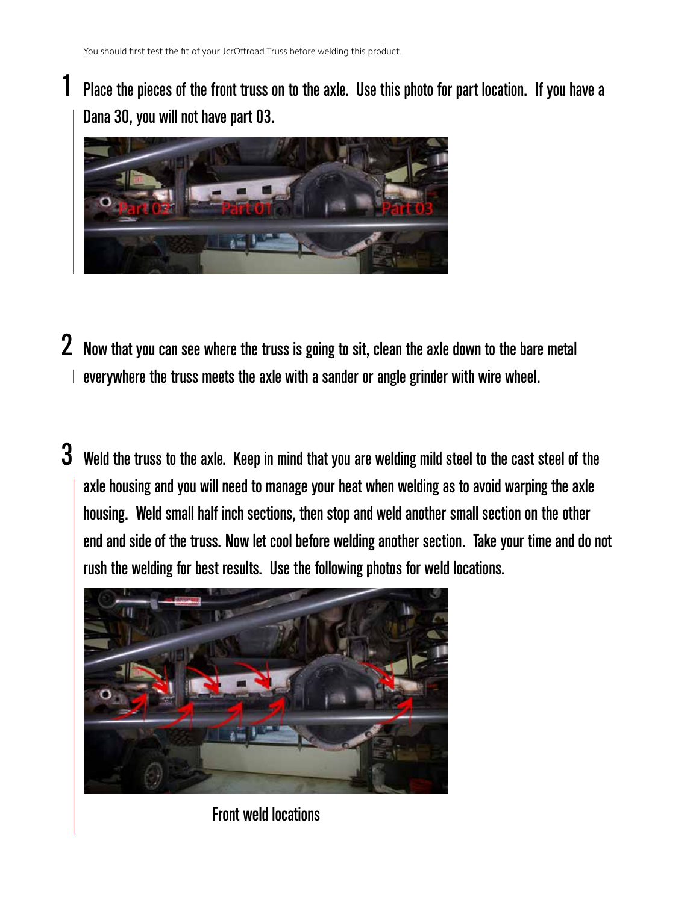You should first test the fit of your JcrOffroad Truss before welding this product.

1. Place the pieces of the front truss on to the axle. Use this photo for part location. If you have a Dana 30, you will not have part 03.

2. Now that you can see where the truss is going to sit, clean the axle down to the bare metal everywhere the truss meets the axle with a sander or angle grinder with wire wheel.

3. Weld the truss to the axle. Keep in mind that you are welding mild steel to the cast steel of the axle housing and you will need to manage your heat when welding as to avoid warping the axle housing. Weld small half inch sections, then stop and weld another small section on the other end and side of the truss. Now let cool before welding another section. Take your time and do not rush the welding for best results. Use the following photos for weld locations.

Front weld locations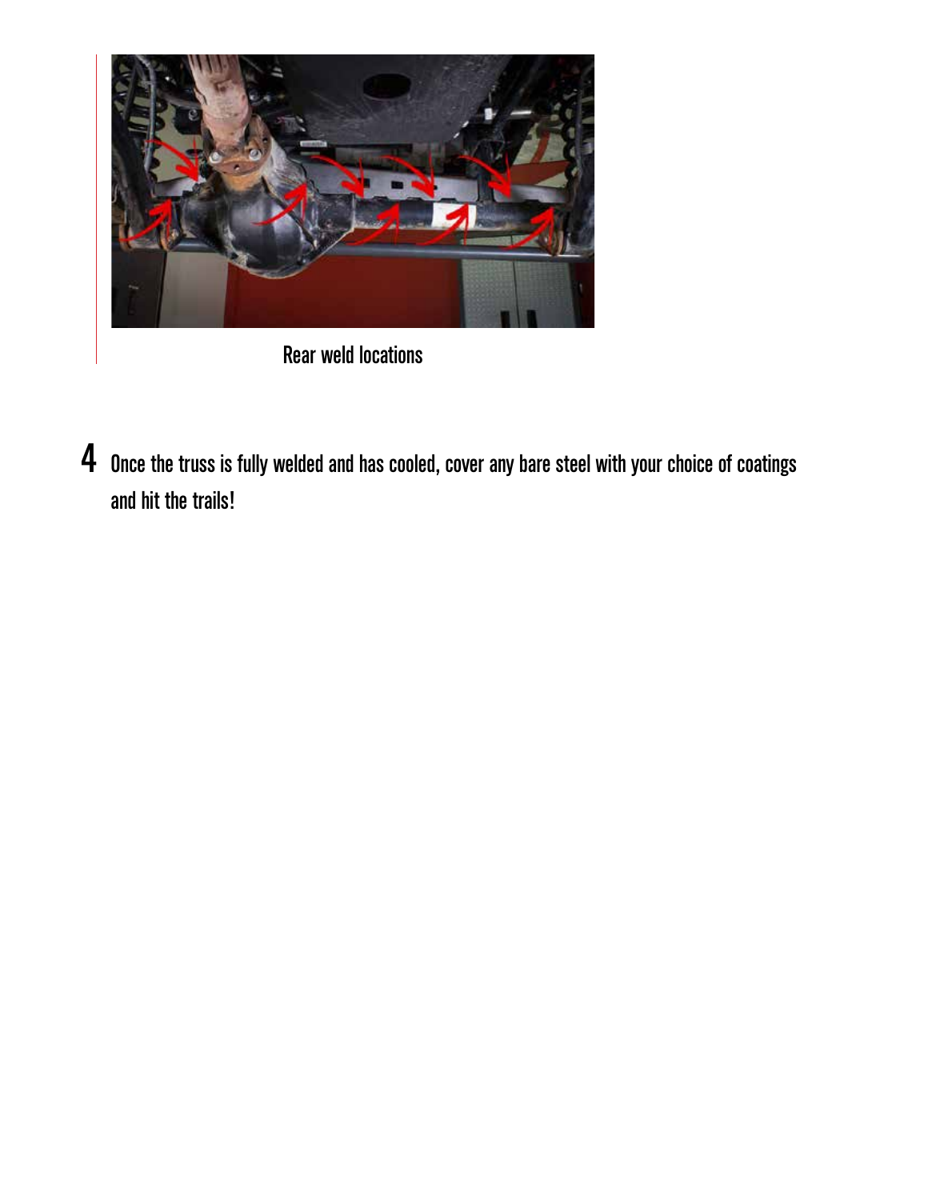Rear weld locations

4. Once the truss is fully welded and has cooled, cover any bare steel with your choice of coatings and hit the trails!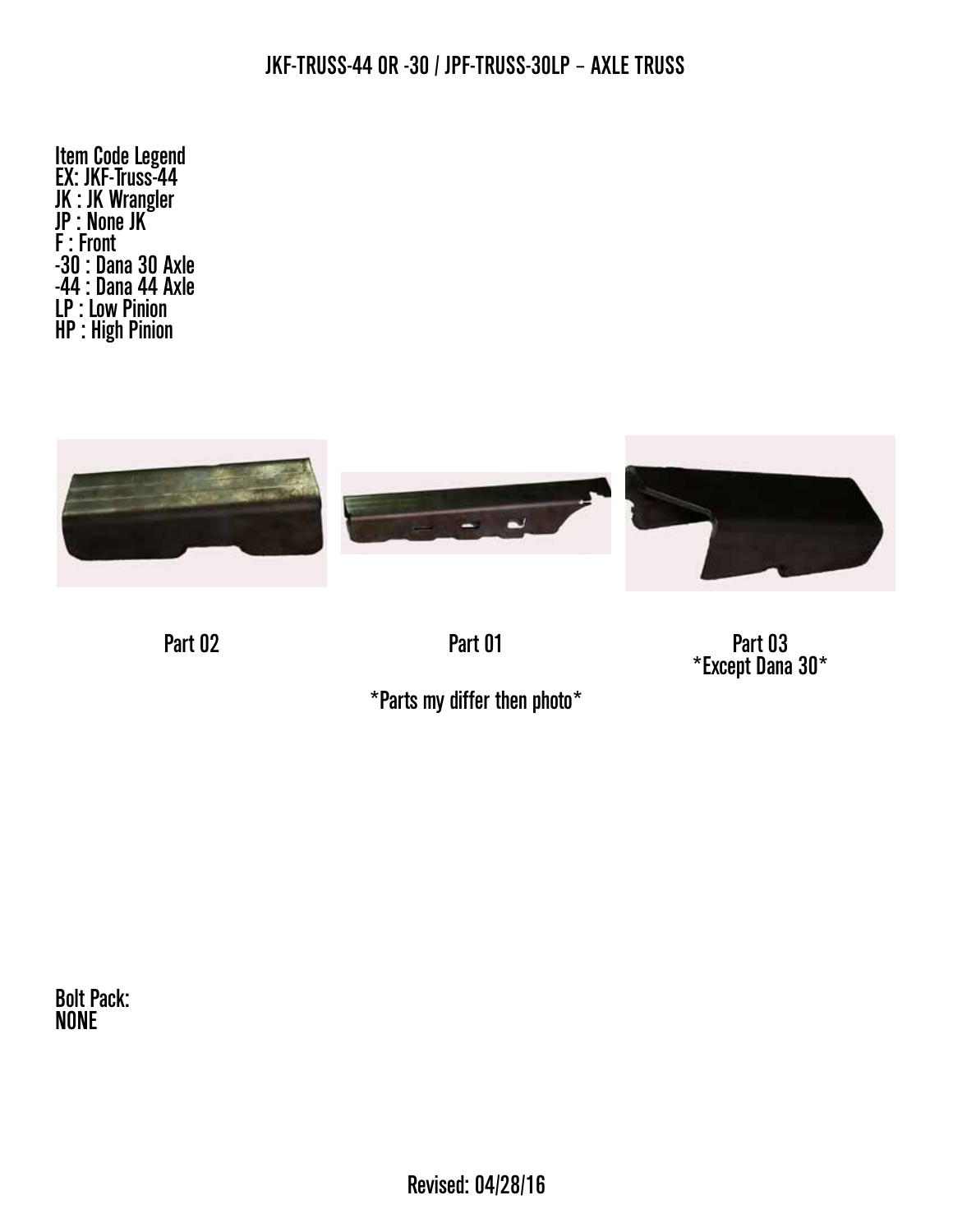# JKF-TRUSS-44 OR -30 / JPF-TRUSS-30LP – AXLE TRUSS

Item Code Legend
EX: JKF-Truss-44
JK : JK Wrangler
JP : None JK
F : Front
-30 : Dana 30 Axle
-44 : Dana 44 Axle
LP : Low Pinion
HP : High Pinion

Part 02

Part 01

Part 03
*Except Dana 30*

*Parts my differ then photo*

Bolt Pack:
NONE

Revised: 04/28/16